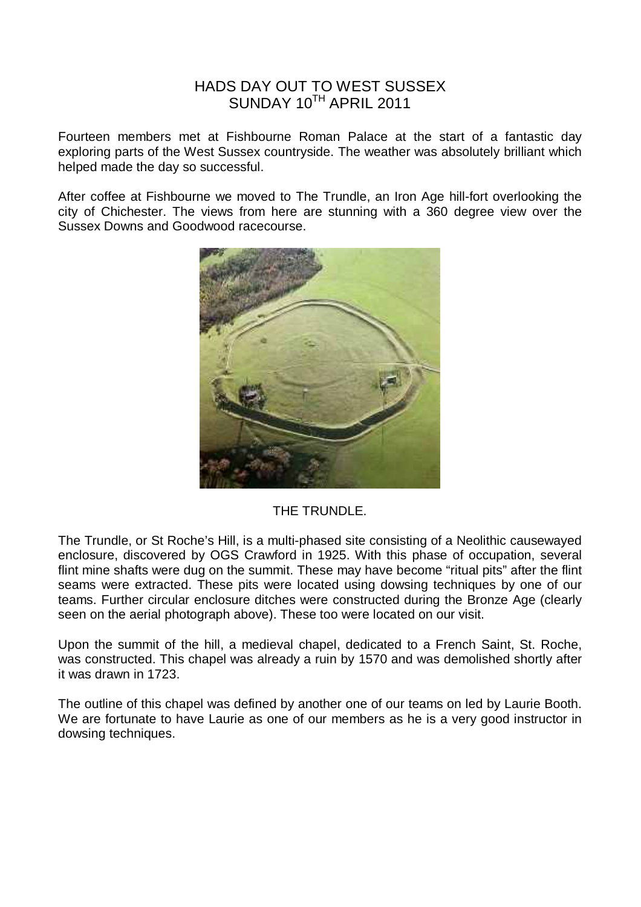# HADS DAY OUT TO WEST SUSSEX
## SUNDAY 10TH APRIL 2011

Fourteen members met at Fishbourne Roman Palace at the start of a fantastic day exploring parts of the West Sussex countryside. The weather was absolutely brilliant which helped made the day so successful.

After coffee at Fishbourne we moved to The Trundle, an Iron Age hill-fort overlooking the city of Chichester. The views from here are stunning with a 360 degree view over the Sussex Downs and Goodwood racecourse.

THE TRUNDLE.

The Trundle, or St Roche's Hill, is a multi-phased site consisting of a Neolithic causewayed enclosure, discovered by OGS Crawford in 1925. With this phase of occupation, several flint mine shafts were dug on the summit. These may have become "ritual pits" after the flint seams were extracted. These pits were located using dowsing techniques by one of our teams. Further circular enclosure ditches were constructed during the Bronze Age (clearly seen on the aerial photograph above). These too were located on our visit.

Upon the summit of the hill, a medieval chapel, dedicated to a French Saint, St. Roche, was constructed. This chapel was already a ruin by 1570 and was demolished shortly after it was drawn in 1723.

The outline of this chapel was defined by another one of our teams on led by Laurie Booth. We are fortunate to have Laurie as one of our members as he is a very good instructor in dowsing techniques.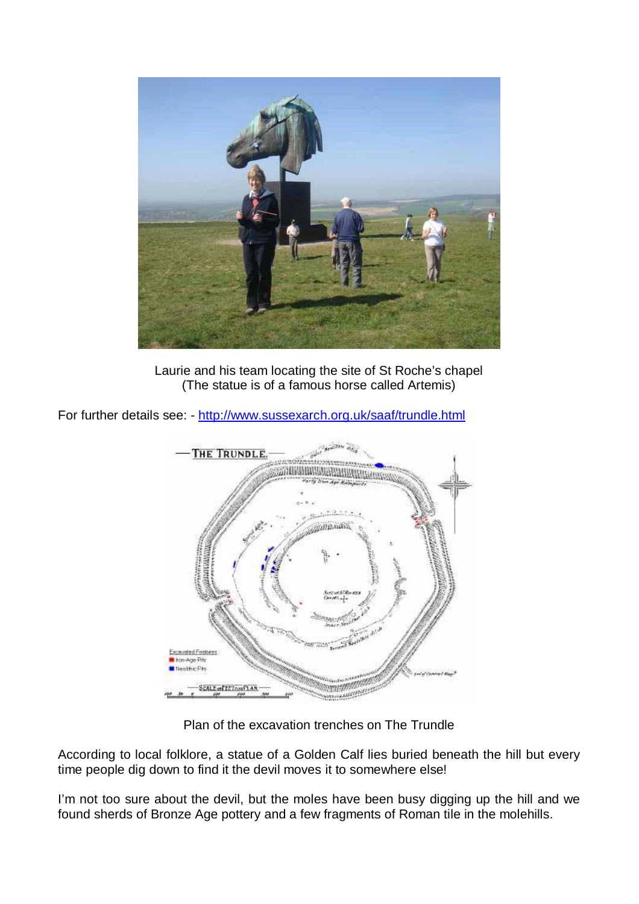Laurie and his team locating the site of St Roche's chapel
(The statue is of a famous horse called Artemis)

For further details see: - http://www.sussexarch.org.uk/saaf/trundle.html

Plan of the excavation trenches on The Trundle

According to local folklore, a statue of a Golden Calf lies buried beneath the hill but every time people dig down to find it the devil moves it to somewhere else!

I'm not too sure about the devil, but the moles have been busy digging up the hill and we found sherds of Bronze Age pottery and a few fragments of Roman tile in the molehills.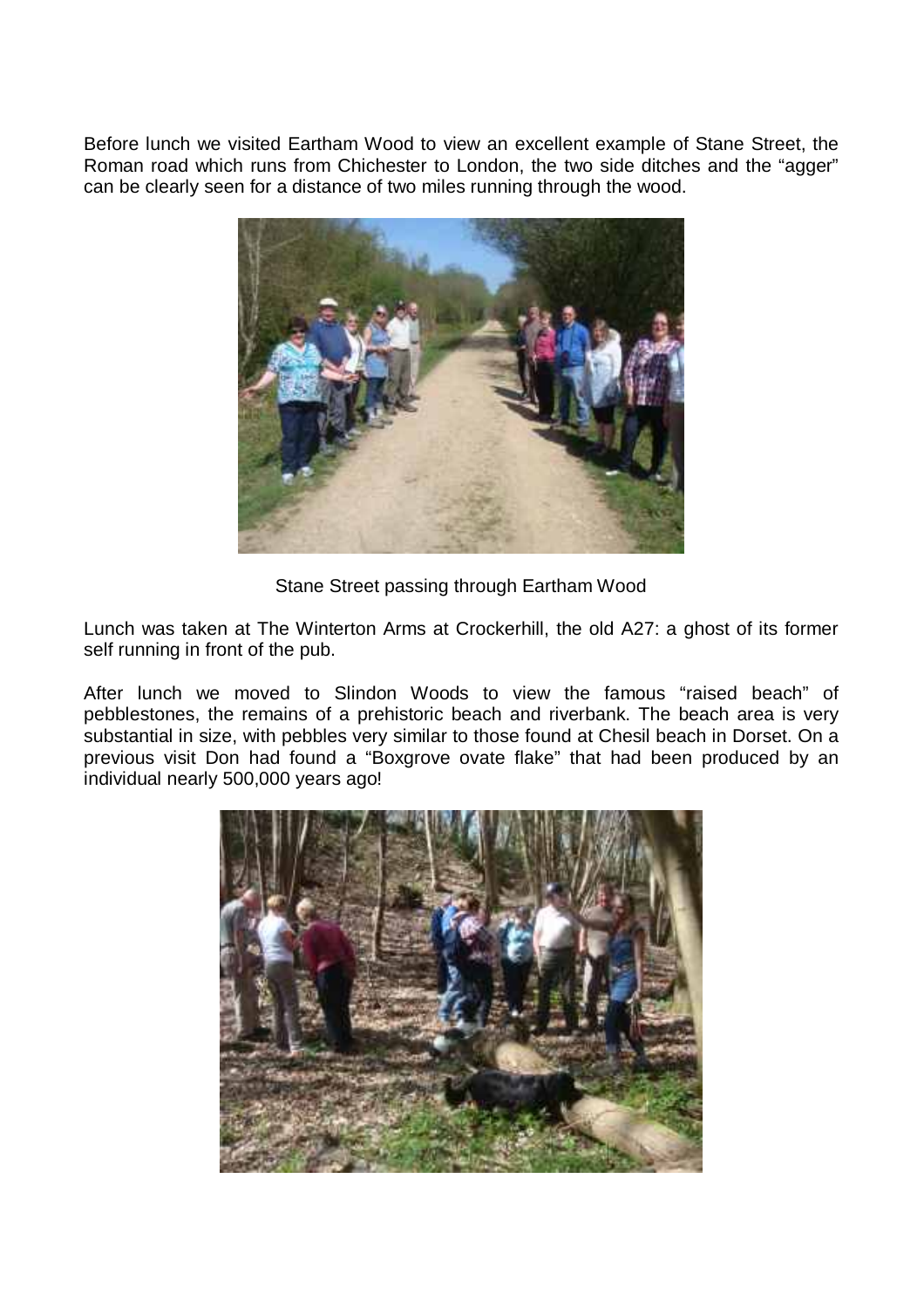Before lunch we visited Eartham Wood to view an excellent example of Stane Street, the Roman road which runs from Chichester to London, the two side ditches and the "agger" can be clearly seen for a distance of two miles running through the wood.

Stane Street passing through Eartham Wood

Lunch was taken at The Winterton Arms at Crockerhill, the old A27: a ghost of its former self running in front of the pub.

After lunch we moved to Slindon Woods to view the famous "raised beach" of pebblestones, the remains of a prehistoric beach and riverbank. The beach area is very substantial in size, with pebbles very similar to those found at Chesil beach in Dorset. On a previous visit Don had found a "Boxgrove ovate flake" that had been produced by an individual nearly 500,000 years ago!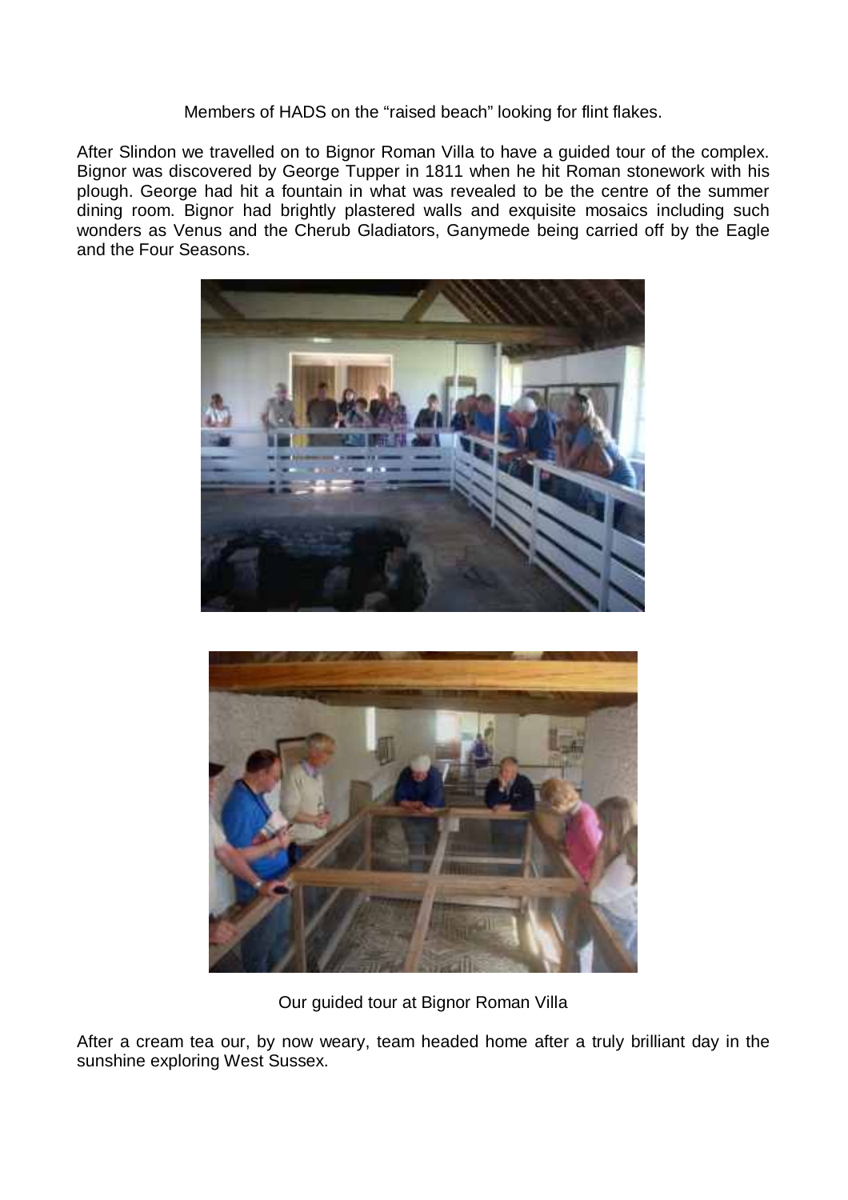Members of HADS on the "raised beach" looking for flint flakes.

After Slindon we travelled on to Bignor Roman Villa to have a guided tour of the complex. Bignor was discovered by George Tupper in 1811 when he hit Roman stonework with his plough. George had hit a fountain in what was revealed to be the centre of the summer dining room. Bignor had brightly plastered walls and exquisite mosaics including such wonders as Venus and the Cherub Gladiators, Ganymede being carried off by the Eagle and the Four Seasons.

Our guided tour at Bignor Roman Villa

After a cream tea our, by now weary, team headed home after a truly brilliant day in the sunshine exploring West Sussex.